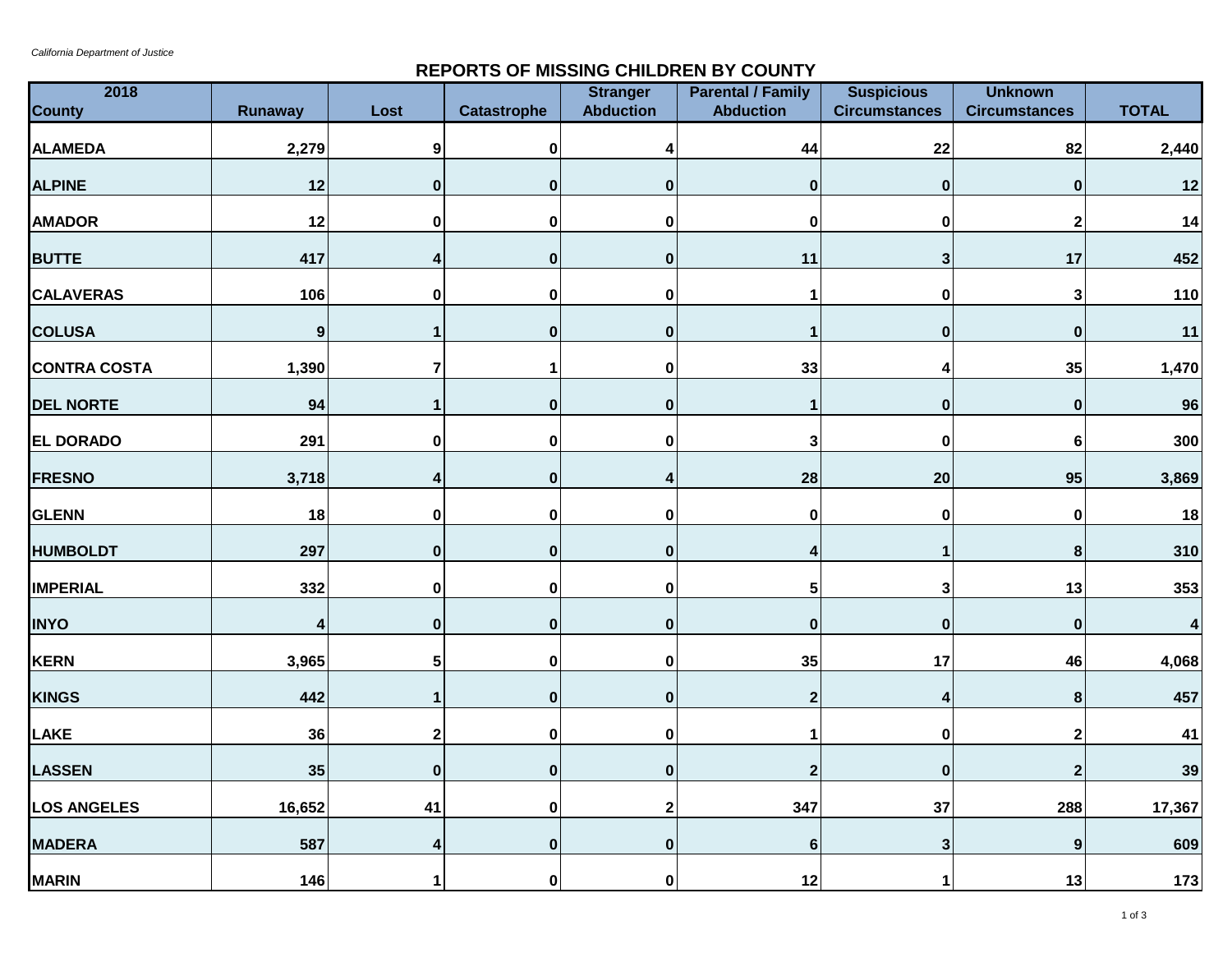*California Department of Justice*

# REPORTS OF MISSING CHILDREN BY COUNTY

| 2018 County | Runaway | Lost | Catastrophe | Stranger Abduction | Parental / Family Abduction | Suspicious Circumstances | Unknown Circumstances | TOTAL |
|---|---|---|---|---|---|---|---|---|
| ALAMEDA | 2,279 | 9 | 0 | 4 | 44 | 22 | 82 | 2,440 |
| ALPINE | 12 | 0 | 0 | 0 | 0 | 0 | 0 | 12 |
| AMADOR | 12 | 0 | 0 | 0 | 0 | 0 | 2 | 14 |
| BUTTE | 417 | 4 | 0 | 0 | 11 | 3 | 17 | 452 |
| CALAVERAS | 106 | 0 | 0 | 0 | 1 | 0 | 3 | 110 |
| COLUSA | 9 | 1 | 0 | 0 | 1 | 0 | 0 | 11 |
| CONTRA COSTA | 1,390 | 7 | 1 | 0 | 33 | 4 | 35 | 1,470 |
| DEL NORTE | 94 | 1 | 0 | 0 | 1 | 0 | 0 | 96 |
| EL DORADO | 291 | 0 | 0 | 0 | 3 | 0 | 6 | 300 |
| FRESNO | 3,718 | 4 | 0 | 4 | 28 | 20 | 95 | 3,869 |
| GLENN | 18 | 0 | 0 | 0 | 0 | 0 | 0 | 18 |
| HUMBOLDT | 297 | 0 | 0 | 0 | 4 | 1 | 8 | 310 |
| IMPERIAL | 332 | 0 | 0 | 0 | 5 | 3 | 13 | 353 |
| INYO | 4 | 0 | 0 | 0 | 0 | 0 | 0 | 4 |
| KERN | 3,965 | 5 | 0 | 0 | 35 | 17 | 46 | 4,068 |
| KINGS | 442 | 1 | 0 | 0 | 2 | 4 | 8 | 457 |
| LAKE | 36 | 2 | 0 | 0 | 1 | 0 | 2 | 41 |
| LASSEN | 35 | 0 | 0 | 0 | 2 | 0 | 2 | 39 |
| LOS ANGELES | 16,652 | 41 | 0 | 2 | 347 | 37 | 288 | 17,367 |
| MADERA | 587 | 4 | 0 | 0 | 6 | 3 | 9 | 609 |
| MARIN | 146 | 1 | 0 | 0 | 12 | 1 | 13 | 173 |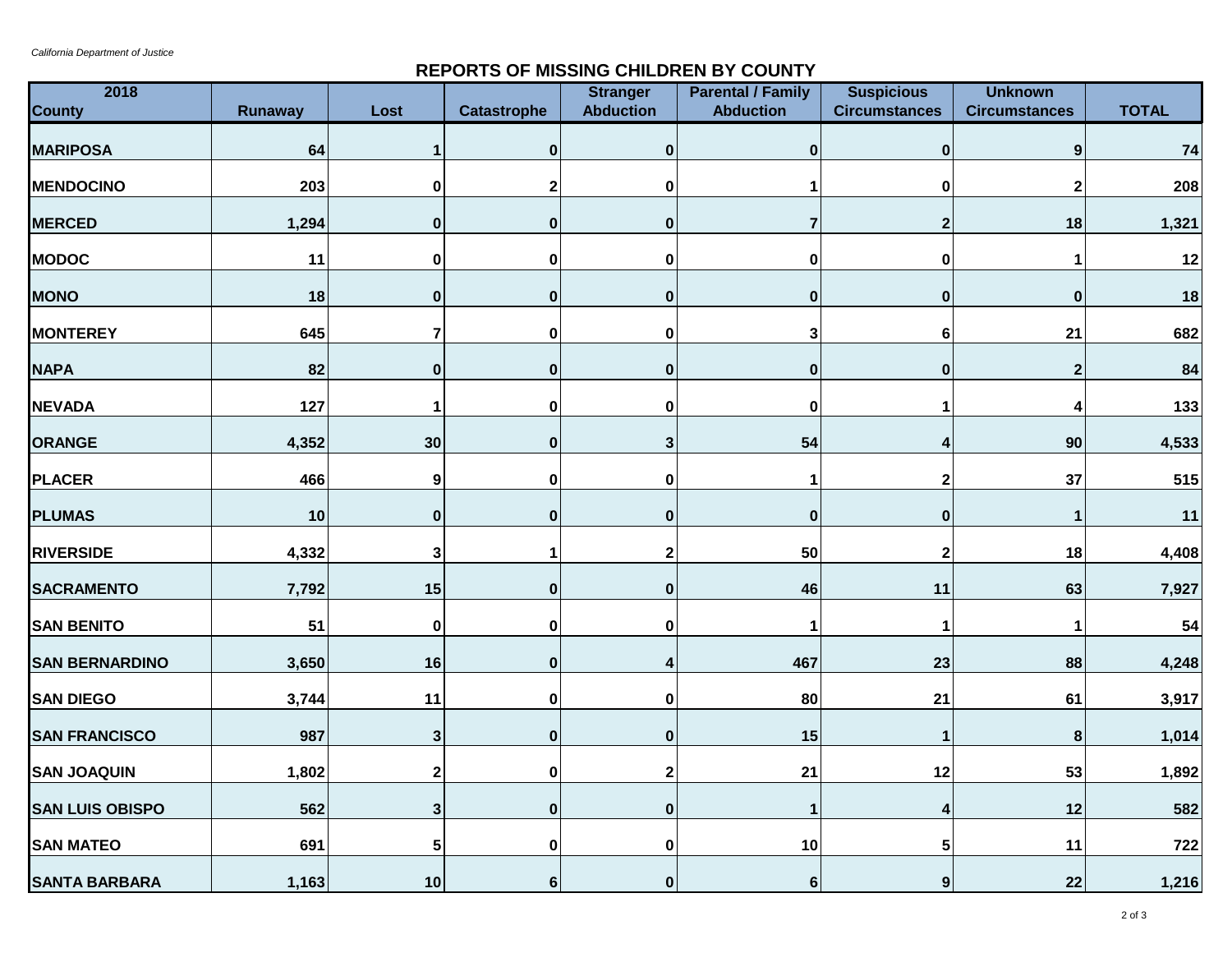*California Department of Justice*

## REPORTS OF MISSING CHILDREN BY COUNTY

| 2018 County | Runaway | Lost | Catastrophe | Stranger Abduction | Parental / Family Abduction | Suspicious Circumstances | Unknown Circumstances | TOTAL |
|---|---|---|---|---|---|---|---|---|
| MARIPOSA | 64 | 1 | 0 | 0 | 0 | 0 | 9 | 74 |
| MENDOCINO | 203 | 0 | 2 | 0 | 1 | 0 | 2 | 208 |
| MERCED | 1,294 | 0 | 0 | 0 | 7 | 2 | 18 | 1,321 |
| MODOC | 11 | 0 | 0 | 0 | 0 | 0 | 1 | 12 |
| MONO | 18 | 0 | 0 | 0 | 0 | 0 | 0 | 18 |
| MONTEREY | 645 | 7 | 0 | 0 | 3 | 6 | 21 | 682 |
| NAPA | 82 | 0 | 0 | 0 | 0 | 0 | 2 | 84 |
| NEVADA | 127 | 1 | 0 | 0 | 0 | 1 | 4 | 133 |
| ORANGE | 4,352 | 30 | 0 | 3 | 54 | 4 | 90 | 4,533 |
| PLACER | 466 | 9 | 0 | 0 | 1 | 2 | 37 | 515 |
| PLUMAS | 10 | 0 | 0 | 0 | 0 | 0 | 1 | 11 |
| RIVERSIDE | 4,332 | 3 | 1 | 2 | 50 | 2 | 18 | 4,408 |
| SACRAMENTO | 7,792 | 15 | 0 | 0 | 46 | 11 | 63 | 7,927 |
| SAN BENITO | 51 | 0 | 0 | 0 | 1 | 1 | 1 | 54 |
| SAN BERNARDINO | 3,650 | 16 | 0 | 4 | 467 | 23 | 88 | 4,248 |
| SAN DIEGO | 3,744 | 11 | 0 | 0 | 80 | 21 | 61 | 3,917 |
| SAN FRANCISCO | 987 | 3 | 0 | 0 | 15 | 1 | 8 | 1,014 |
| SAN JOAQUIN | 1,802 | 2 | 0 | 2 | 21 | 12 | 53 | 1,892 |
| SAN LUIS OBISPO | 562 | 3 | 0 | 0 | 1 | 4 | 12 | 582 |
| SAN MATEO | 691 | 5 | 0 | 0 | 10 | 5 | 11 | 722 |
| SANTA BARBARA | 1,163 | 10 | 6 | 0 | 6 | 9 | 22 | 1,216 |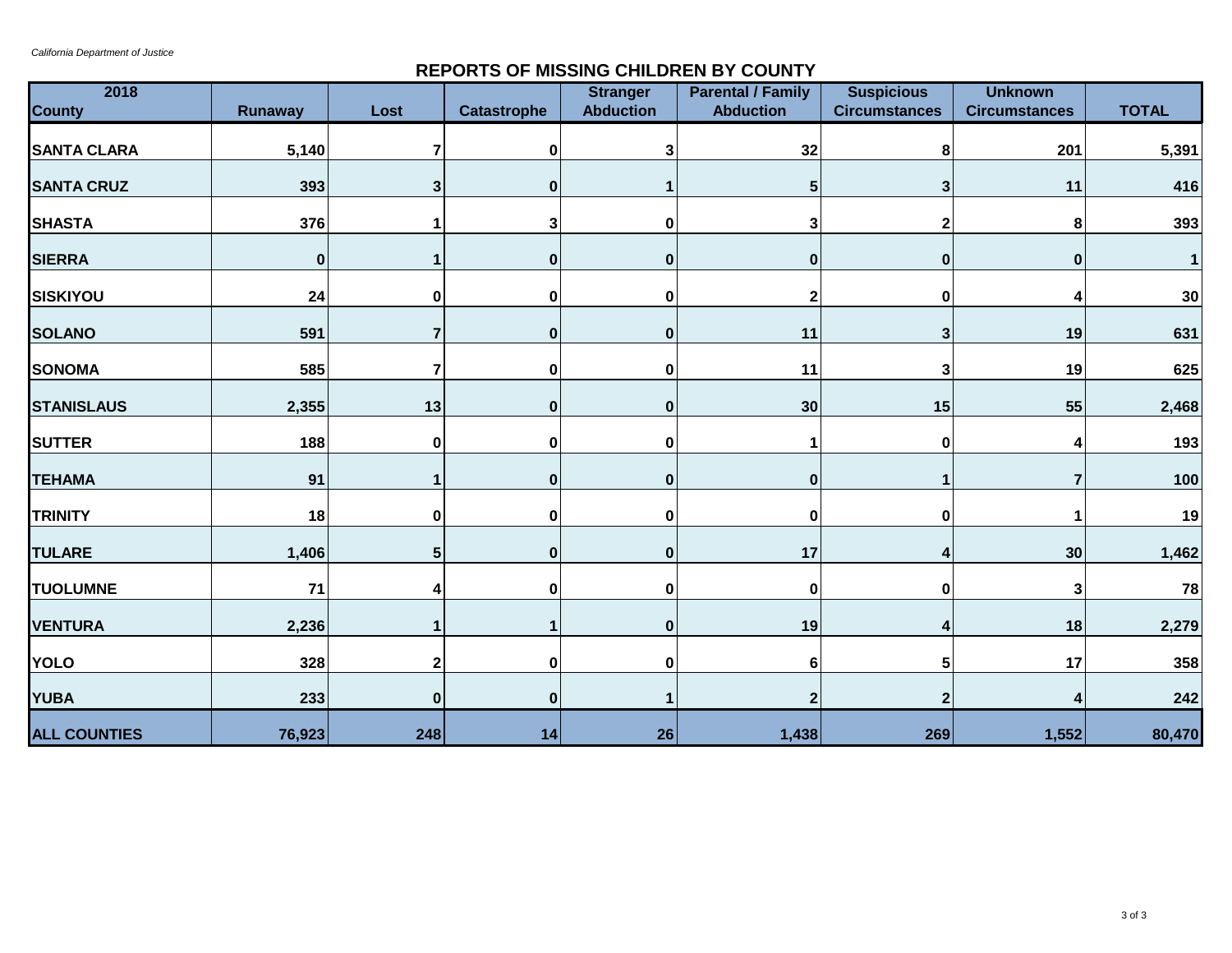*California Department of Justice*

## REPORTS OF MISSING CHILDREN BY COUNTY

| 2018 County | Runaway | Lost | Catastrophe | Stranger Abduction | Parental / Family Abduction | Suspicious Circumstances | Unknown Circumstances | TOTAL |
|---|---|---|---|---|---|---|---|---|
| **SANTA CLARA** | **5,140** | **7** | **0** | **3** | **32** | **8** | **201** | **5,391** |
| **SANTA CRUZ** | **393** | **3** | **0** | **1** | **5** | **3** | **11** | **416** |
| **SHASTA** | **376** | **1** | **3** | **0** | **3** | **2** | **8** | **393** |
| **SIERRA** | **0** | **1** | **0** | **0** | **0** | **0** | **0** | **1** |
| **SISKIYOU** | **24** | **0** | **0** | **0** | **2** | **0** | **4** | **30** |
| **SOLANO** | **591** | **7** | **0** | **0** | **11** | **3** | **19** | **631** |
| **SONOMA** | **585** | **7** | **0** | **0** | **11** | **3** | **19** | **625** |
| **STANISLAUS** | **2,355** | **13** | **0** | **0** | **30** | **15** | **55** | **2,468** |
| **SUTTER** | **188** | **0** | **0** | **0** | **1** | **0** | **4** | **193** |
| **TEHAMA** | **91** | **1** | **0** | **0** | **0** | **1** | **7** | **100** |
| **TRINITY** | **18** | **0** | **0** | **0** | **0** | **0** | **1** | **19** |
| **TULARE** | **1,406** | **5** | **0** | **0** | **17** | **4** | **30** | **1,462** |
| **TUOLUMNE** | **71** | **4** | **0** | **0** | **0** | **0** | **3** | **78** |
| **VENTURA** | **2,236** | **1** | **1** | **0** | **19** | **4** | **18** | **2,279** |
| **YOLO** | **328** | **2** | **0** | **0** | **6** | **5** | **17** | **358** |
| **YUBA** | **233** | **0** | **0** | **1** | **2** | **2** | **4** | **242** |
| **ALL COUNTIES** | **76,923** | **248** | **14** | **26** | **1,438** | **269** | **1,552** | **80,470** |